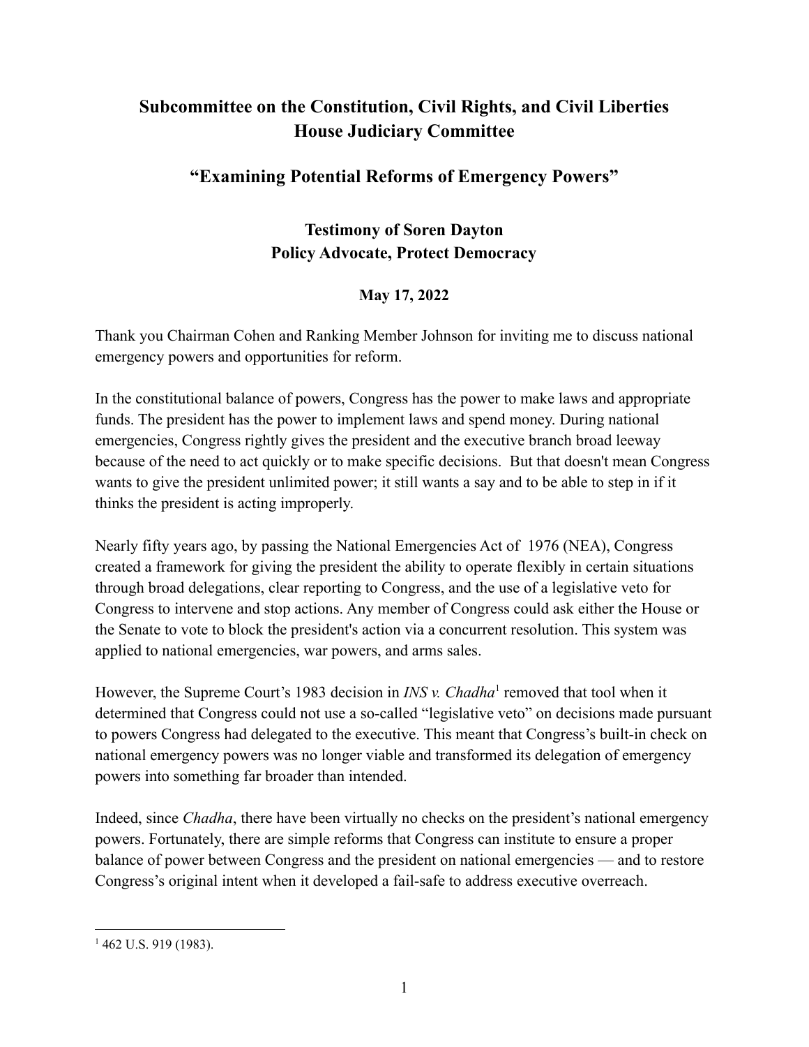# Subcommittee on the Constitution, Civil Rights, and Civil Liberties
# House Judiciary Committee

## "Examining Potential Reforms of Emergency Powers"

### Testimony of Soren Dayton
### Policy Advocate, Protect Democracy

**May 17, 2022**

Thank you Chairman Cohen and Ranking Member Johnson for inviting me to discuss national emergency powers and opportunities for reform.

In the constitutional balance of powers, Congress has the power to make laws and appropriate funds. The president has the power to implement laws and spend money. During national emergencies, Congress rightly gives the president and the executive branch broad leeway because of the need to act quickly or to make specific decisions. But that doesn't mean Congress wants to give the president unlimited power; it still wants a say and to be able to step in if it thinks the president is acting improperly.

Nearly fifty years ago, by passing the National Emergencies Act of 1976 (NEA), Congress created a framework for giving the president the ability to operate flexibly in certain situations through broad delegations, clear reporting to Congress, and the use of a legislative veto for Congress to intervene and stop actions. Any member of Congress could ask either the House or the Senate to vote to block the president's action via a concurrent resolution. This system was applied to national emergencies, war powers, and arms sales.

However, the Supreme Court's 1983 decision in *INS v. Chadha*[1] removed that tool when it determined that Congress could not use a so-called "legislative veto" on decisions made pursuant to powers Congress had delegated to the executive. This meant that Congress's built-in check on national emergency powers was no longer viable and transformed its delegation of emergency powers into something far broader than intended.

Indeed, since *Chadha*, there have been virtually no checks on the president's national emergency powers. Fortunately, there are simple reforms that Congress can institute to ensure a proper balance of power between Congress and the president on national emergencies — and to restore Congress's original intent when it developed a fail-safe to address executive overreach.

---

[1] 462 U.S. 919 (1983).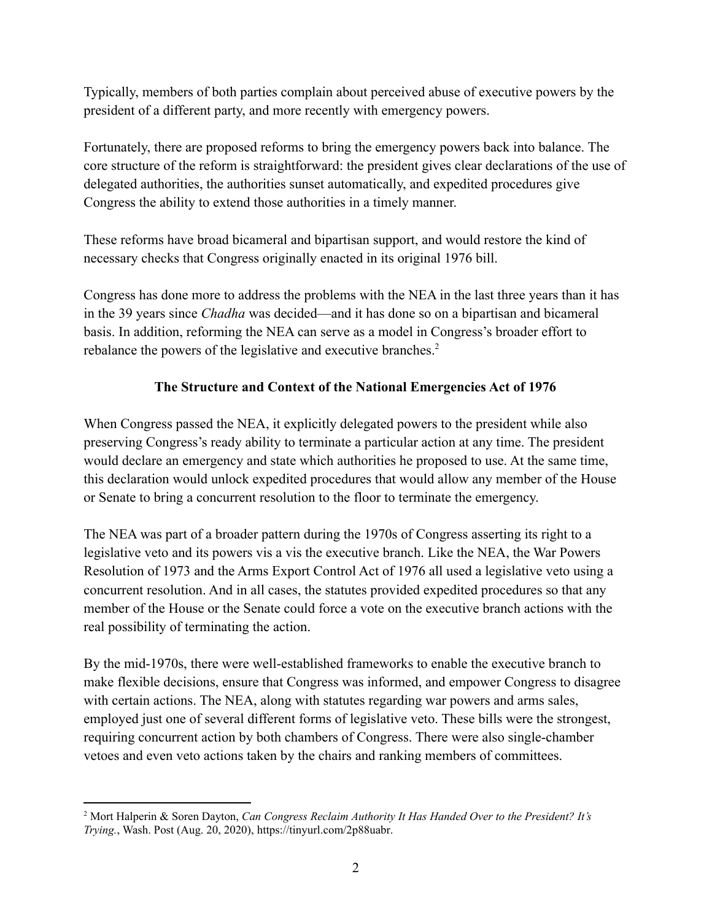Typically, members of both parties complain about perceived abuse of executive powers by the president of a different party, and more recently with emergency powers.

Fortunately, there are proposed reforms to bring the emergency powers back into balance. The core structure of the reform is straightforward: the president gives clear declarations of the use of delegated authorities, the authorities sunset automatically, and expedited procedures give Congress the ability to extend those authorities in a timely manner.

These reforms have broad bicameral and bipartisan support, and would restore the kind of necessary checks that Congress originally enacted in its original 1976 bill.

Congress has done more to address the problems with the NEA in the last three years than it has in the 39 years since *Chadha* was decided—and it has done so on a bipartisan and bicameral basis. In addition, reforming the NEA can serve as a model in Congress's broader effort to rebalance the powers of the legislative and executive branches.[2]

## The Structure and Context of the National Emergencies Act of 1976

When Congress passed the NEA, it explicitly delegated powers to the president while also preserving Congress's ready ability to terminate a particular action at any time. The president would declare an emergency and state which authorities he proposed to use. At the same time, this declaration would unlock expedited procedures that would allow any member of the House or Senate to bring a concurrent resolution to the floor to terminate the emergency.

The NEA was part of a broader pattern during the 1970s of Congress asserting its right to a legislative veto and its powers vis a vis the executive branch. Like the NEA, the War Powers Resolution of 1973 and the Arms Export Control Act of 1976 all used a legislative veto using a concurrent resolution. And in all cases, the statutes provided expedited procedures so that any member of the House or the Senate could force a vote on the executive branch actions with the real possibility of terminating the action.

By the mid-1970s, there were well-established frameworks to enable the executive branch to make flexible decisions, ensure that Congress was informed, and empower Congress to disagree with certain actions. The NEA, along with statutes regarding war powers and arms sales, employed just one of several different forms of legislative veto. These bills were the strongest, requiring concurrent action by both chambers of Congress. There were also single-chamber vetoes and even veto actions taken by the chairs and ranking members of committees.

---

[2] Mort Halperin & Soren Dayton, *Can Congress Reclaim Authority It Has Handed Over to the President? It's Trying.*, Wash. Post (Aug. 20, 2020), https://tinyurl.com/2p88uabr.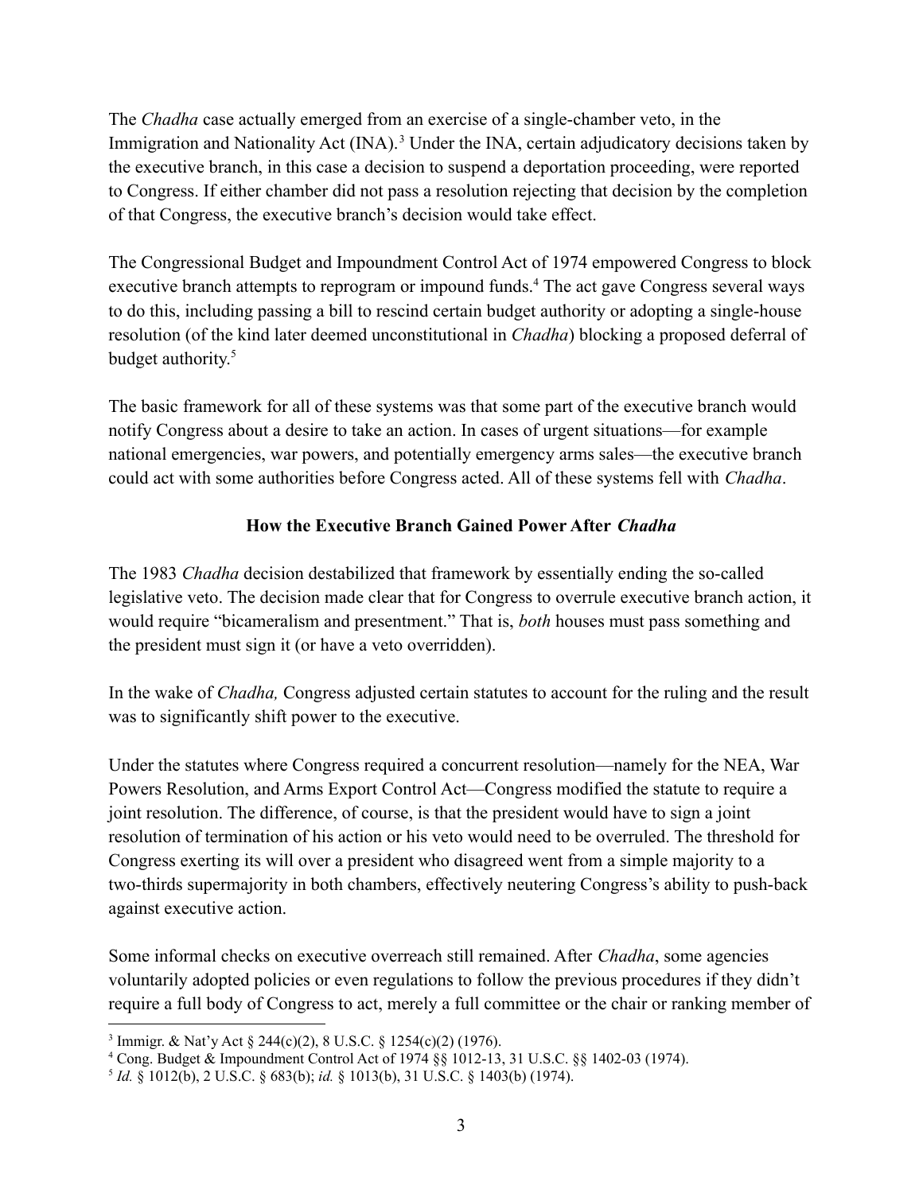The *Chadha* case actually emerged from an exercise of a single-chamber veto, in the Immigration and Nationality Act (INA).[3] Under the INA, certain adjudicatory decisions taken by the executive branch, in this case a decision to suspend a deportation proceeding, were reported to Congress. If either chamber did not pass a resolution rejecting that decision by the completion of that Congress, the executive branch's decision would take effect.

The Congressional Budget and Impoundment Control Act of 1974 empowered Congress to block executive branch attempts to reprogram or impound funds.[4] The act gave Congress several ways to do this, including passing a bill to rescind certain budget authority or adopting a single-house resolution (of the kind later deemed unconstitutional in *Chadha*) blocking a proposed deferral of budget authority.[5]

The basic framework for all of these systems was that some part of the executive branch would notify Congress about a desire to take an action. In cases of urgent situations—for example national emergencies, war powers, and potentially emergency arms sales—the executive branch could act with some authorities before Congress acted. All of these systems fell with *Chadha*.

## **How the Executive Branch Gained Power After *Chadha***

The 1983 *Chadha* decision destabilized that framework by essentially ending the so-called legislative veto. The decision made clear that for Congress to overrule executive branch action, it would require "bicameralism and presentment." That is, *both* houses must pass something and the president must sign it (or have a veto overridden).

In the wake of *Chadha,* Congress adjusted certain statutes to account for the ruling and the result was to significantly shift power to the executive.

Under the statutes where Congress required a concurrent resolution—namely for the NEA, War Powers Resolution, and Arms Export Control Act—Congress modified the statute to require a joint resolution. The difference, of course, is that the president would have to sign a joint resolution of termination of his action or his veto would need to be overruled. The threshold for Congress exerting its will over a president who disagreed went from a simple majority to a two-thirds supermajority in both chambers, effectively neutering Congress's ability to push-back against executive action.

Some informal checks on executive overreach still remained. After *Chadha*, some agencies voluntarily adopted policies or even regulations to follow the previous procedures if they didn't require a full body of Congress to act, merely a full committee or the chair or ranking member of

---

[3] Immigr. & Nat'y Act § 244(c)(2), 8 U.S.C. § 1254(c)(2) (1976).

[4] Cong. Budget & Impoundment Control Act of 1974 §§ 1012-13, 31 U.S.C. §§ 1402-03 (1974).

[5] *Id.* § 1012(b), 2 U.S.C. § 683(b); *id.* § 1013(b), 31 U.S.C. § 1403(b) (1974).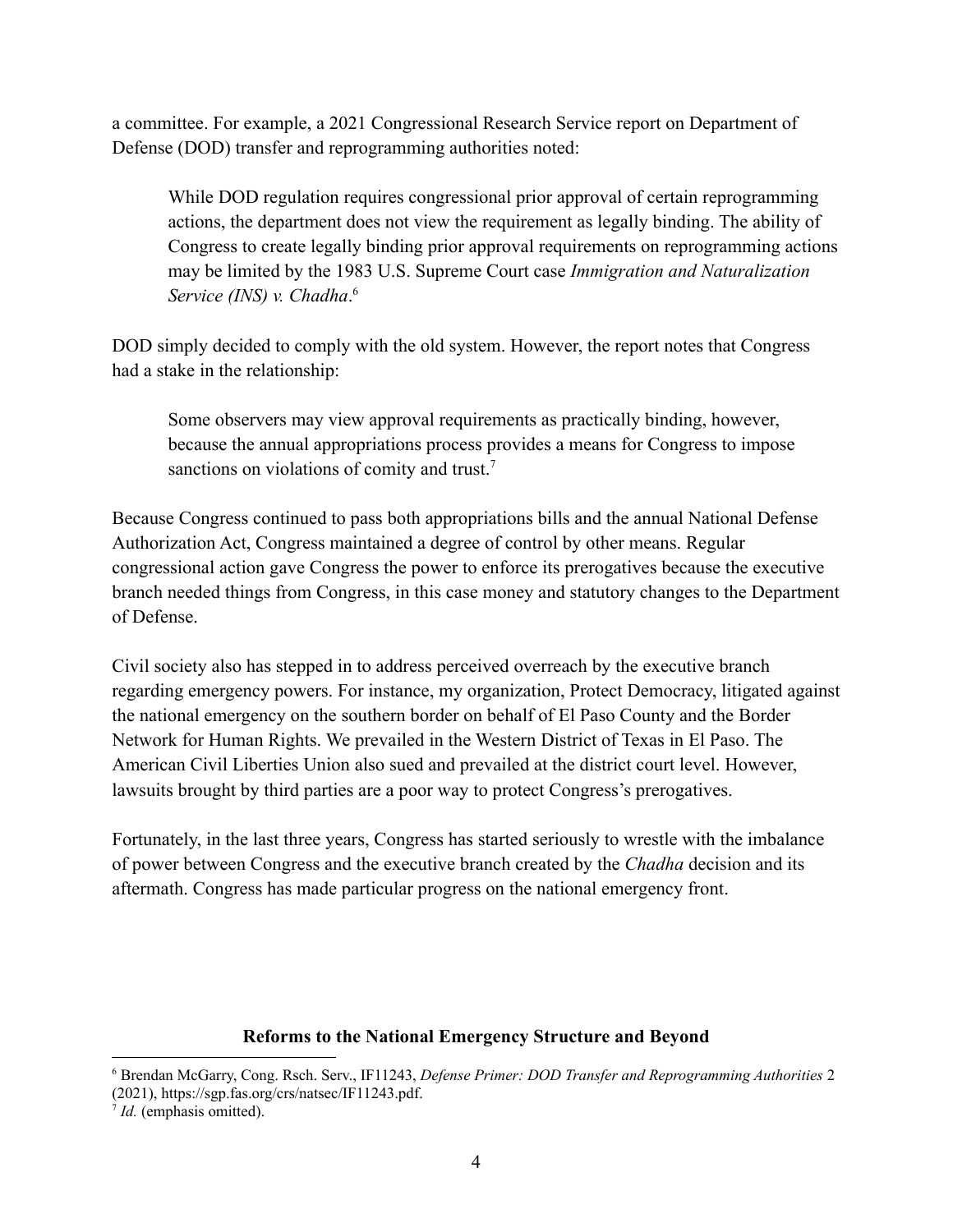a committee. For example, a 2021 Congressional Research Service report on Department of Defense (DOD) transfer and reprogramming authorities noted:

> While DOD regulation requires congressional prior approval of certain reprogramming actions, the department does not view the requirement as legally binding. The ability of Congress to create legally binding prior approval requirements on reprogramming actions may be limited by the 1983 U.S. Supreme Court case *Immigration and Naturalization Service (INS) v. Chadha*.[6]

DOD simply decided to comply with the old system. However, the report notes that Congress had a stake in the relationship:

> Some observers may view approval requirements as practically binding, however, because the annual appropriations process provides a means for Congress to impose sanctions on violations of comity and trust.[7]

Because Congress continued to pass both appropriations bills and the annual National Defense Authorization Act, Congress maintained a degree of control by other means. Regular congressional action gave Congress the power to enforce its prerogatives because the executive branch needed things from Congress, in this case money and statutory changes to the Department of Defense.

Civil society also has stepped in to address perceived overreach by the executive branch regarding emergency powers. For instance, my organization, Protect Democracy, litigated against the national emergency on the southern border on behalf of El Paso County and the Border Network for Human Rights. We prevailed in the Western District of Texas in El Paso. The American Civil Liberties Union also sued and prevailed at the district court level. However, lawsuits brought by third parties are a poor way to protect Congress's prerogatives.

Fortunately, in the last three years, Congress has started seriously to wrestle with the imbalance of power between Congress and the executive branch created by the *Chadha* decision and its aftermath. Congress has made particular progress on the national emergency front.

**Reforms to the National Emergency Structure and Beyond**

[6] Brendan McGarry, Cong. Rsch. Serv., IF11243, *Defense Primer: DOD Transfer and Reprogramming Authorities* 2 (2021), https://sgp.fas.org/crs/natsec/IF11243.pdf.

[7] *Id.* (emphasis omitted).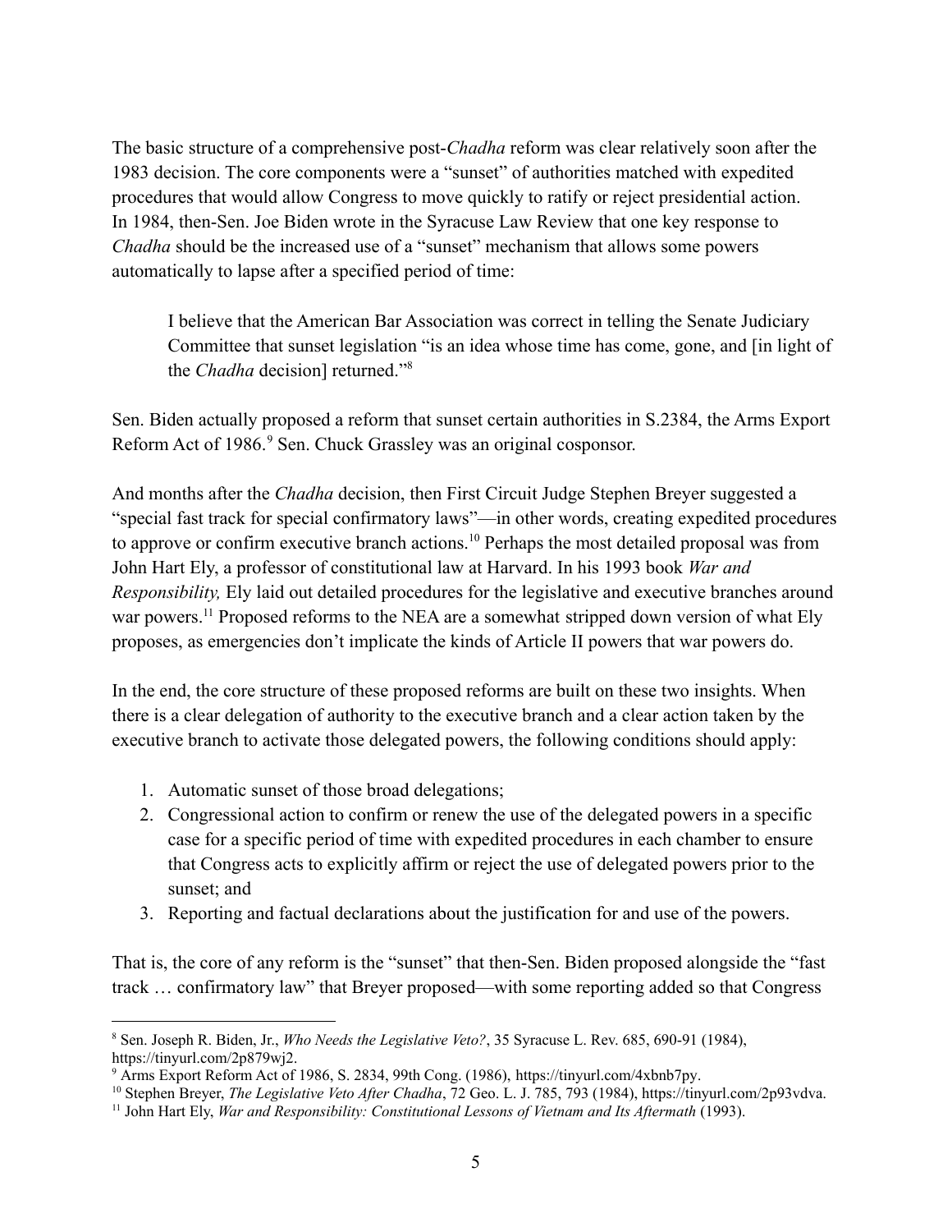The basic structure of a comprehensive post-*Chadha* reform was clear relatively soon after the 1983 decision. The core components were a "sunset" of authorities matched with expedited procedures that would allow Congress to move quickly to ratify or reject presidential action. In 1984, then-Sen. Joe Biden wrote in the Syracuse Law Review that one key response to *Chadha* should be the increased use of a "sunset" mechanism that allows some powers automatically to lapse after a specified period of time:

> I believe that the American Bar Association was correct in telling the Senate Judiciary Committee that sunset legislation "is an idea whose time has come, gone, and [in light of the *Chadha* decision] returned."[8]

Sen. Biden actually proposed a reform that sunset certain authorities in S.2384, the Arms Export Reform Act of 1986.[9] Sen. Chuck Grassley was an original cosponsor.

And months after the *Chadha* decision, then First Circuit Judge Stephen Breyer suggested a "special fast track for special confirmatory laws"—in other words, creating expedited procedures to approve or confirm executive branch actions.[10] Perhaps the most detailed proposal was from John Hart Ely, a professor of constitutional law at Harvard. In his 1993 book *War and Responsibility,* Ely laid out detailed procedures for the legislative and executive branches around war powers.[11] Proposed reforms to the NEA are a somewhat stripped down version of what Ely proposes, as emergencies don't implicate the kinds of Article II powers that war powers do.

In the end, the core structure of these proposed reforms are built on these two insights. When there is a clear delegation of authority to the executive branch and a clear action taken by the executive branch to activate those delegated powers, the following conditions should apply:

1. Automatic sunset of those broad delegations;
2. Congressional action to confirm or renew the use of the delegated powers in a specific case for a specific period of time with expedited procedures in each chamber to ensure that Congress acts to explicitly affirm or reject the use of delegated powers prior to the sunset; and
3. Reporting and factual declarations about the justification for and use of the powers.

That is, the core of any reform is the "sunset" that then-Sen. Biden proposed alongside the "fast track … confirmatory law" that Breyer proposed—with some reporting added so that Congress

---

[8] Sen. Joseph R. Biden, Jr., *Who Needs the Legislative Veto?*, 35 Syracuse L. Rev. 685, 690-91 (1984), https://tinyurl.com/2p879wj2.

[9] Arms Export Reform Act of 1986, S. 2834, 99th Cong. (1986), https://tinyurl.com/4xbnb7py.

[10] Stephen Breyer, *The Legislative Veto After Chadha*, 72 Geo. L. J. 785, 793 (1984), https://tinyurl.com/2p93vdva.

[11] John Hart Ely, *War and Responsibility: Constitutional Lessons of Vietnam and Its Aftermath* (1993).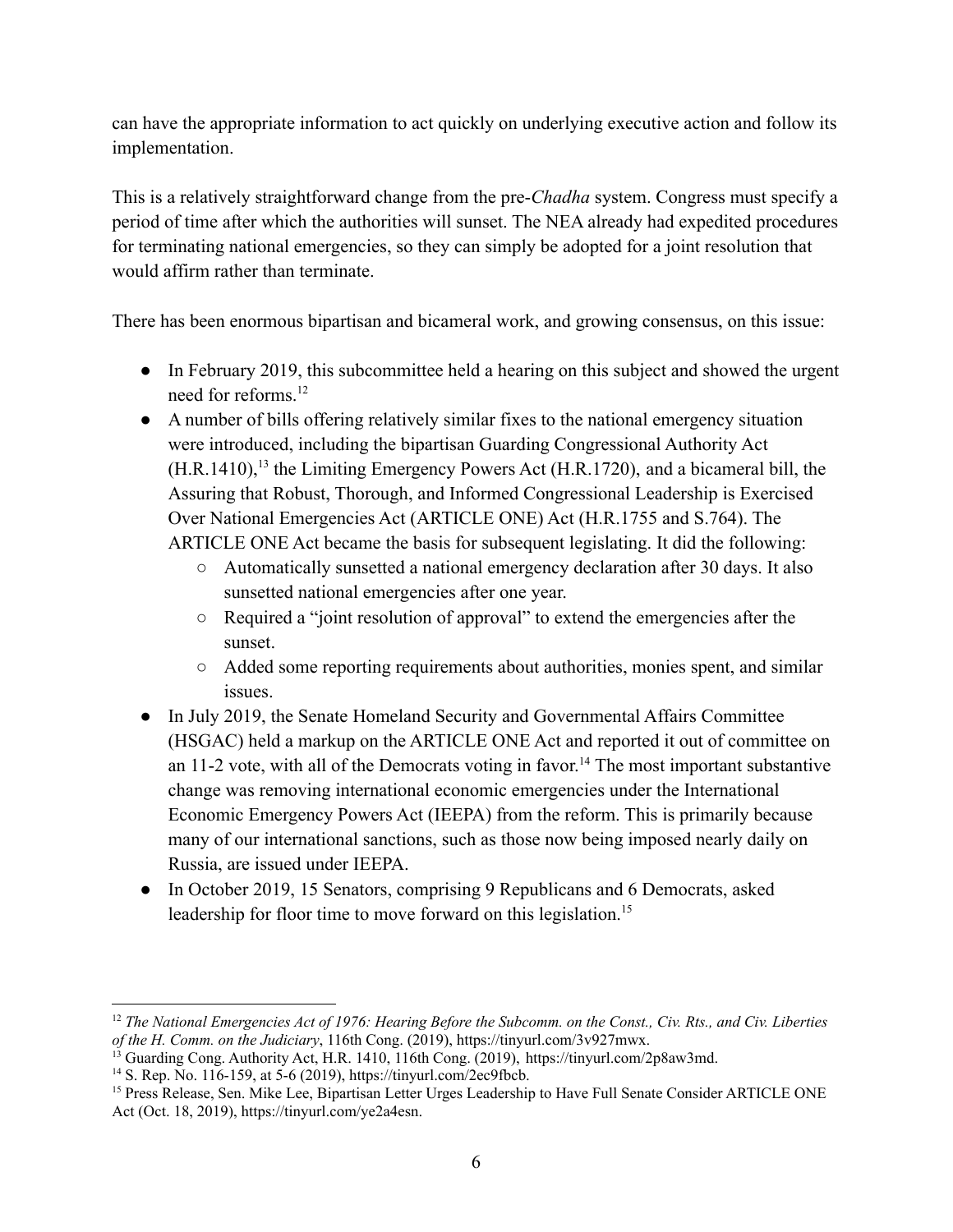can have the appropriate information to act quickly on underlying executive action and follow its implementation.

This is a relatively straightforward change from the pre-*Chadha* system. Congress must specify a period of time after which the authorities will sunset. The NEA already had expedited procedures for terminating national emergencies, so they can simply be adopted for a joint resolution that would affirm rather than terminate.

There has been enormous bipartisan and bicameral work, and growing consensus, on this issue:

- In February 2019, this subcommittee held a hearing on this subject and showed the urgent need for reforms.[12]
- A number of bills offering relatively similar fixes to the national emergency situation were introduced, including the bipartisan Guarding Congressional Authority Act (H.R.1410),[13] the Limiting Emergency Powers Act (H.R.1720), and a bicameral bill, the Assuring that Robust, Thorough, and Informed Congressional Leadership is Exercised Over National Emergencies Act (ARTICLE ONE) Act (H.R.1755 and S.764). The ARTICLE ONE Act became the basis for subsequent legislating. It did the following:
  - Automatically sunsetted a national emergency declaration after 30 days. It also sunsetted national emergencies after one year.
  - Required a "joint resolution of approval" to extend the emergencies after the sunset.
  - Added some reporting requirements about authorities, monies spent, and similar issues.
- In July 2019, the Senate Homeland Security and Governmental Affairs Committee (HSGAC) held a markup on the ARTICLE ONE Act and reported it out of committee on an 11-2 vote, with all of the Democrats voting in favor.[14] The most important substantive change was removing international economic emergencies under the International Economic Emergency Powers Act (IEEPA) from the reform. This is primarily because many of our international sanctions, such as those now being imposed nearly daily on Russia, are issued under IEEPA.
- In October 2019, 15 Senators, comprising 9 Republicans and 6 Democrats, asked leadership for floor time to move forward on this legislation.[15]

---

[12] *The National Emergencies Act of 1976: Hearing Before the Subcomm. on the Const., Civ. Rts., and Civ. Liberties of the H. Comm. on the Judiciary*, 116th Cong. (2019), https://tinyurl.com/3v927mwx.

[13] Guarding Cong. Authority Act, H.R. 1410, 116th Cong. (2019), https://tinyurl.com/2p8aw3md.

[14] S. Rep. No. 116-159, at 5-6 (2019), https://tinyurl.com/2ec9fbcb.

[15] Press Release, Sen. Mike Lee, Bipartisan Letter Urges Leadership to Have Full Senate Consider ARTICLE ONE Act (Oct. 18, 2019), https://tinyurl.com/ye2a4esn.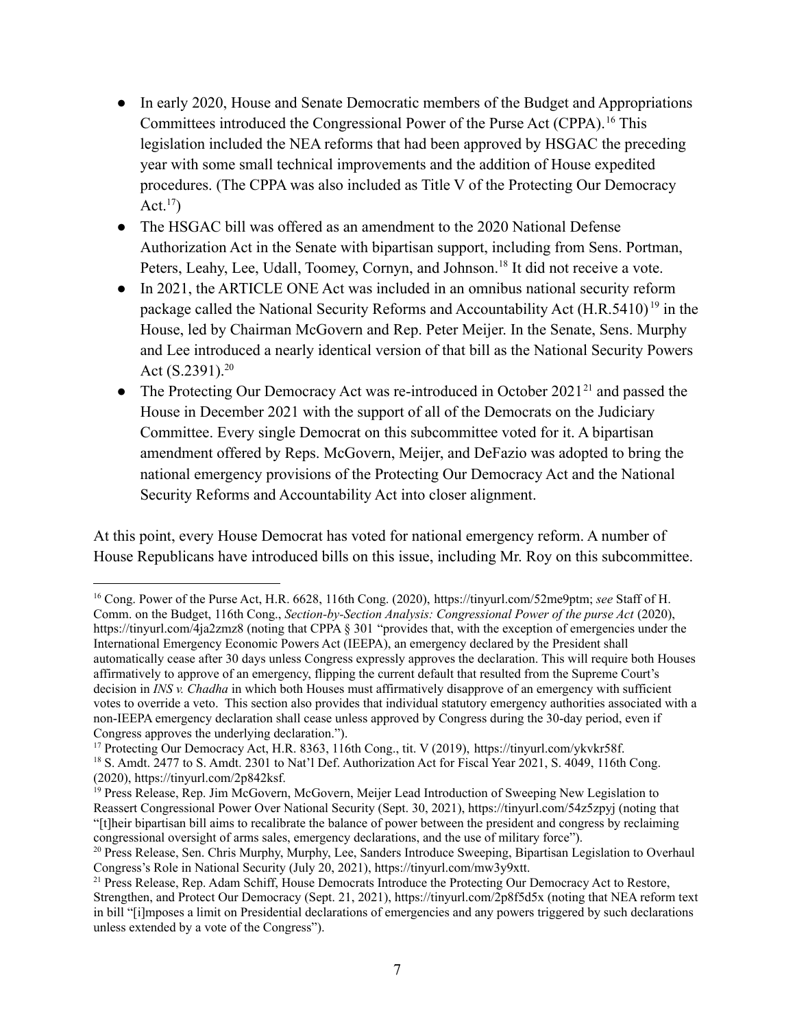- In early 2020, House and Senate Democratic members of the Budget and Appropriations Committees introduced the Congressional Power of the Purse Act (CPPA).[16] This legislation included the NEA reforms that had been approved by HSGAC the preceding year with some small technical improvements and the addition of House expedited procedures. (The CPPA was also included as Title V of the Protecting Our Democracy Act.[17])
- The HSGAC bill was offered as an amendment to the 2020 National Defense Authorization Act in the Senate with bipartisan support, including from Sens. Portman, Peters, Leahy, Lee, Udall, Toomey, Cornyn, and Johnson.[18] It did not receive a vote.
- In 2021, the ARTICLE ONE Act was included in an omnibus national security reform package called the National Security Reforms and Accountability Act (H.R.5410)[19] in the House, led by Chairman McGovern and Rep. Peter Meijer. In the Senate, Sens. Murphy and Lee introduced a nearly identical version of that bill as the National Security Powers Act (S.2391).[20]
- The Protecting Our Democracy Act was re-introduced in October 2021[21] and passed the House in December 2021 with the support of all of the Democrats on the Judiciary Committee. Every single Democrat on this subcommittee voted for it. A bipartisan amendment offered by Reps. McGovern, Meijer, and DeFazio was adopted to bring the national emergency provisions of the Protecting Our Democracy Act and the National Security Reforms and Accountability Act into closer alignment.

At this point, every House Democrat has voted for national emergency reform. A number of House Republicans have introduced bills on this issue, including Mr. Roy on this subcommittee.

---

[16] Cong. Power of the Purse Act, H.R. 6628, 116th Cong. (2020), https://tinyurl.com/52me9ptm; *see* Staff of H. Comm. on the Budget, 116th Cong., *Section-by-Section Analysis: Congressional Power of the purse Act* (2020), https://tinyurl.com/4ja2zmz8 (noting that CPPA § 301 "provides that, with the exception of emergencies under the International Emergency Economic Powers Act (IEEPA), an emergency declared by the President shall automatically cease after 30 days unless Congress expressly approves the declaration. This will require both Houses affirmatively to approve of an emergency, flipping the current default that resulted from the Supreme Court's decision in *INS v. Chadha* in which both Houses must affirmatively disapprove of an emergency with sufficient votes to override a veto. This section also provides that individual statutory emergency authorities associated with a non-IEEPA emergency declaration shall cease unless approved by Congress during the 30-day period, even if Congress approves the underlying declaration.").

[17] Protecting Our Democracy Act, H.R. 8363, 116th Cong., tit. V (2019), https://tinyurl.com/ykvkr58f.

[18] S. Amdt. 2477 to S. Amdt. 2301 to Nat'l Def. Authorization Act for Fiscal Year 2021, S. 4049, 116th Cong. (2020), https://tinyurl.com/2p842ksf.

[19] Press Release, Rep. Jim McGovern, McGovern, Meijer Lead Introduction of Sweeping New Legislation to Reassert Congressional Power Over National Security (Sept. 30, 2021), https://tinyurl.com/54z5zpyj (noting that "[t]heir bipartisan bill aims to recalibrate the balance of power between the president and congress by reclaiming congressional oversight of arms sales, emergency declarations, and the use of military force").

[20] Press Release, Sen. Chris Murphy, Murphy, Lee, Sanders Introduce Sweeping, Bipartisan Legislation to Overhaul Congress's Role in National Security (July 20, 2021), https://tinyurl.com/mw3y9xtt.

[21] Press Release, Rep. Adam Schiff, House Democrats Introduce the Protecting Our Democracy Act to Restore, Strengthen, and Protect Our Democracy (Sept. 21, 2021), https://tinyurl.com/2p8f5d5x (noting that NEA reform text in bill "[i]mposes a limit on Presidential declarations of emergencies and any powers triggered by such declarations unless extended by a vote of the Congress").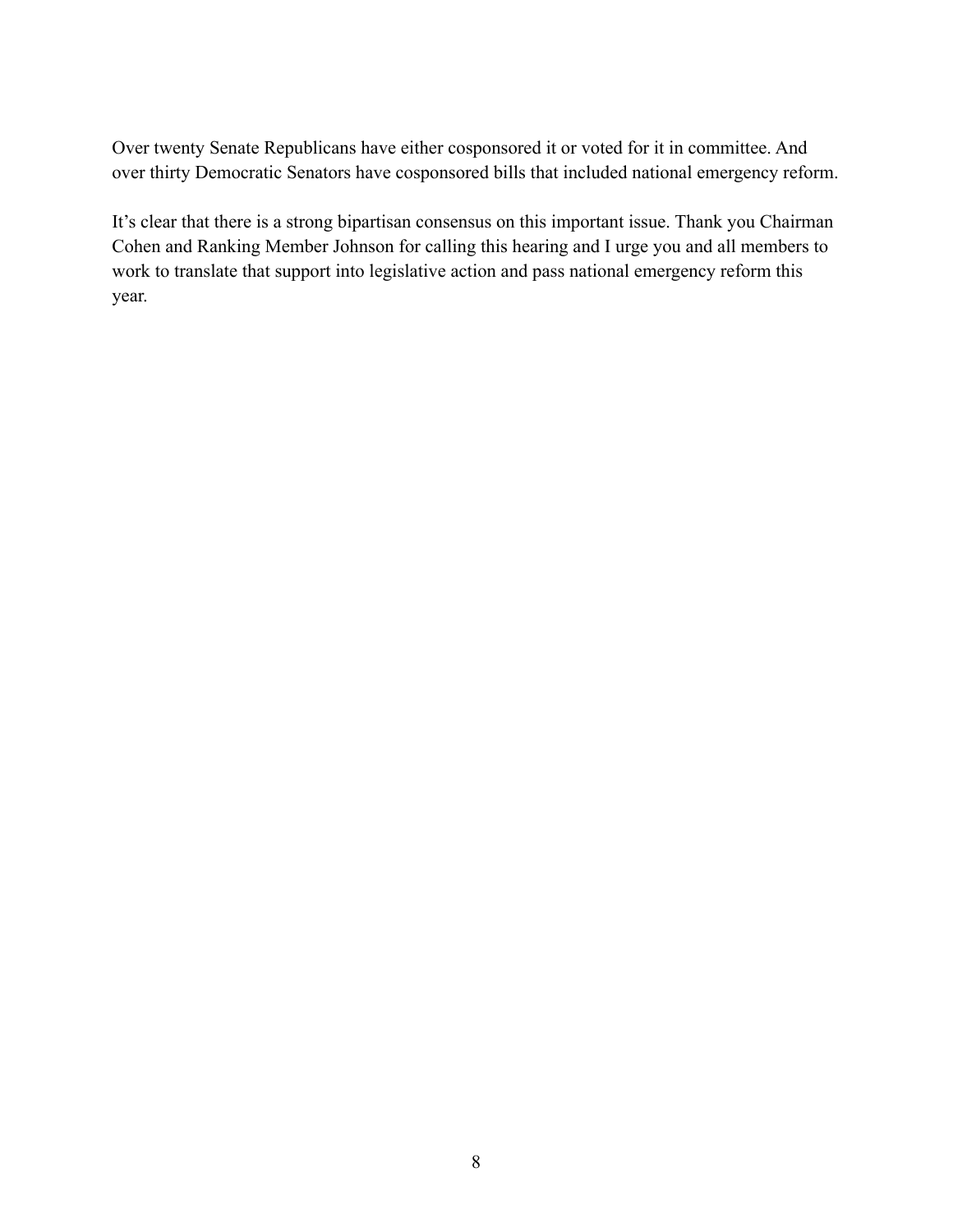Over twenty Senate Republicans have either cosponsored it or voted for it in committee. And over thirty Democratic Senators have cosponsored bills that included national emergency reform.

It's clear that there is a strong bipartisan consensus on this important issue. Thank you Chairman Cohen and Ranking Member Johnson for calling this hearing and I urge you and all members to work to translate that support into legislative action and pass national emergency reform this year.